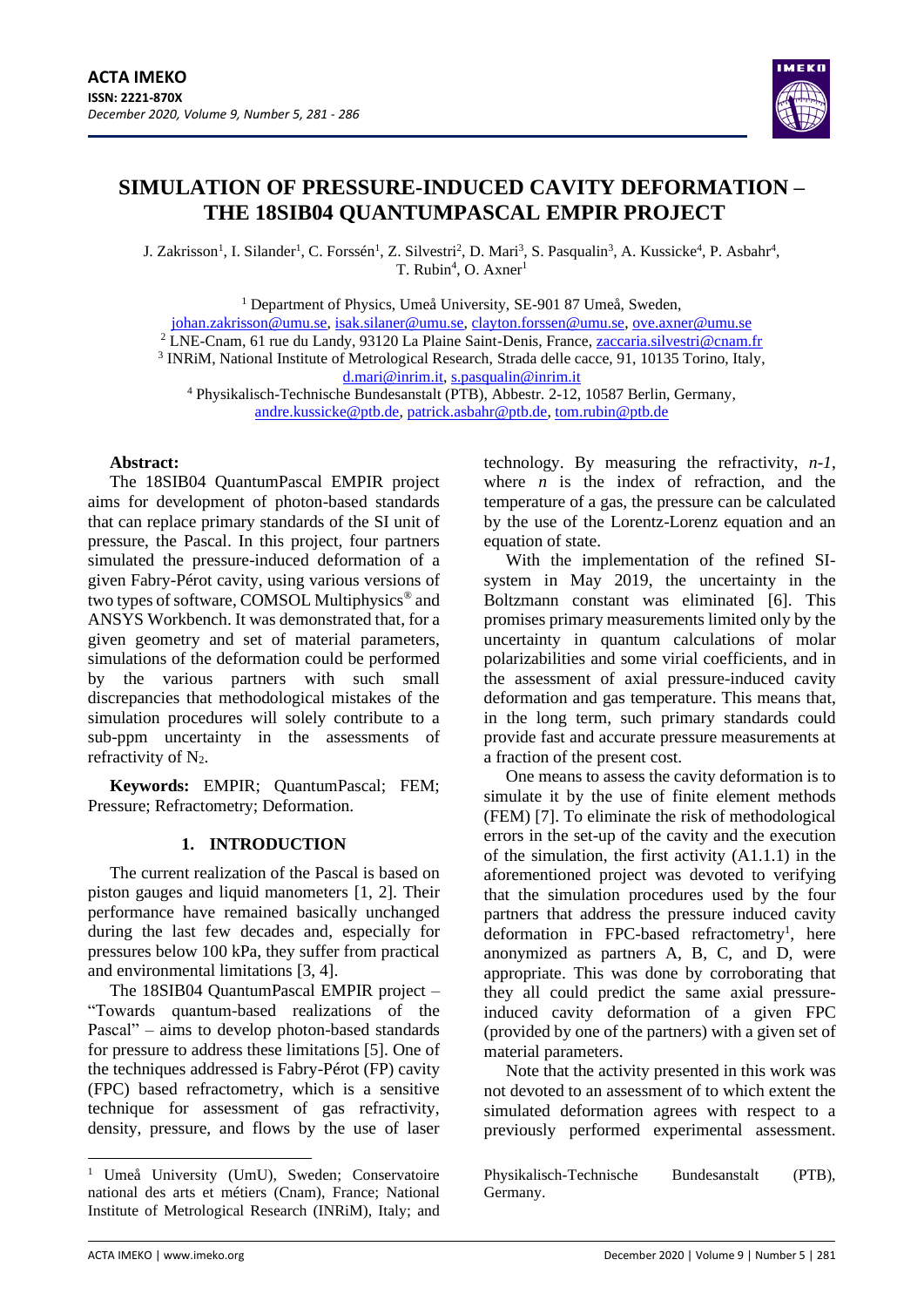# SIMULATION OF PRESSURE-INDUCED CAVITY DEFORMATION – THE 18SIB04 QUANTUMPASCAL EMPIR PROJECT

J. Zakrisson[1], I. Silander[1], C. Forssén[1], Z. Silvestri[2], D. Mari[3], S. Pasqualin[3], A. Kussicke[4], P. Asbahr[4], T. Rubin[4], O. Axner[1]

[1] Department of Physics, Umeå University, SE-901 87 Umeå, Sweden, johan.zakrisson@umu.se, isak.silaner@umu.se, clayton.forssen@umu.se, ove.axner@umu.se
[2] LNE-Cnam, 61 rue du Landy, 93120 La Plaine Saint-Denis, France, zaccaria.silvestri@cnam.fr
[3] INRiM, National Institute of Metrological Research, Strada delle cacce, 91, 10135 Torino, Italy, d.mari@inrim.it, s.pasqualin@inrim.it
[4] Physikalisch-Technische Bundesanstalt (PTB), Abbestr. 2-12, 10587 Berlin, Germany, andre.kussicke@ptb.de, patrick.asbahr@ptb.de, tom.rubin@ptb.de

**Abstract:**
The 18SIB04 QuantumPascal EMPIR project aims for development of photon-based standards that can replace primary standards of the SI unit of pressure, the Pascal. In this project, four partners simulated the pressure-induced deformation of a given Fabry-Pérot cavity, using various versions of two types of software, COMSOL Multiphysics® and ANSYS Workbench. It was demonstrated that, for a given geometry and set of material parameters, simulations of the deformation could be performed by the various partners with such small discrepancies that methodological mistakes of the simulation procedures will solely contribute to a sub-ppm uncertainty in the assessments of refractivity of $N_2$.

**Keywords:** EMPIR; QuantumPascal; FEM; Pressure; Refractometry; Deformation.

## 1. INTRODUCTION

The current realization of the Pascal is based on piston gauges and liquid manometers [1, 2]. Their performance have remained basically unchanged during the last few decades and, especially for pressures below 100 kPa, they suffer from practical and environmental limitations [3, 4].

The 18SIB04 QuantumPascal EMPIR project – "Towards quantum-based realizations of the Pascal" – aims to develop photon-based standards for pressure to address these limitations [5]. One of the techniques addressed is Fabry-Pérot (FP) cavity (FPC) based refractometry, which is a sensitive technique for assessment of gas refractivity, density, pressure, and flows by the use of laser technology. By measuring the refractivity, *n-1*, where *n* is the index of refraction, and the temperature of a gas, the pressure can be calculated by the use of the Lorentz-Lorenz equation and an equation of state.

With the implementation of the refined SI-system in May 2019, the uncertainty in the Boltzmann constant was eliminated [6]. This promises primary measurements limited only by the uncertainty in quantum calculations of molar polarizabilities and some virial coefficients, and in the assessment of axial pressure-induced cavity deformation and gas temperature. This means that, in the long term, such primary standards could provide fast and accurate pressure measurements at a fraction of the present cost.

One means to assess the cavity deformation is to simulate it by the use of finite element methods (FEM) [7]. To eliminate the risk of methodological errors in the set-up of the cavity and the execution of the simulation, the first activity (A1.1.1) in the aforementioned project was devoted to verifying that the simulation procedures used by the four partners that address the pressure induced cavity deformation in FPC-based refractometry[1], here anonymized as partners A, B, C, and D, were appropriate. This was done by corroborating that they all could predict the same axial pressure-induced cavity deformation of a given FPC (provided by one of the partners) with a given set of material parameters.

Note that the activity presented in this work was not devoted to an assessment of to which extent the simulated deformation agrees with respect to a previously performed experimental assessment.

[1] Umeå University (UmU), Sweden; Conservatoire national des arts et métiers (Cnam), France; National Institute of Metrological Research (INRiM), Italy; and Physikalisch-Technische Bundesanstalt (PTB), Germany.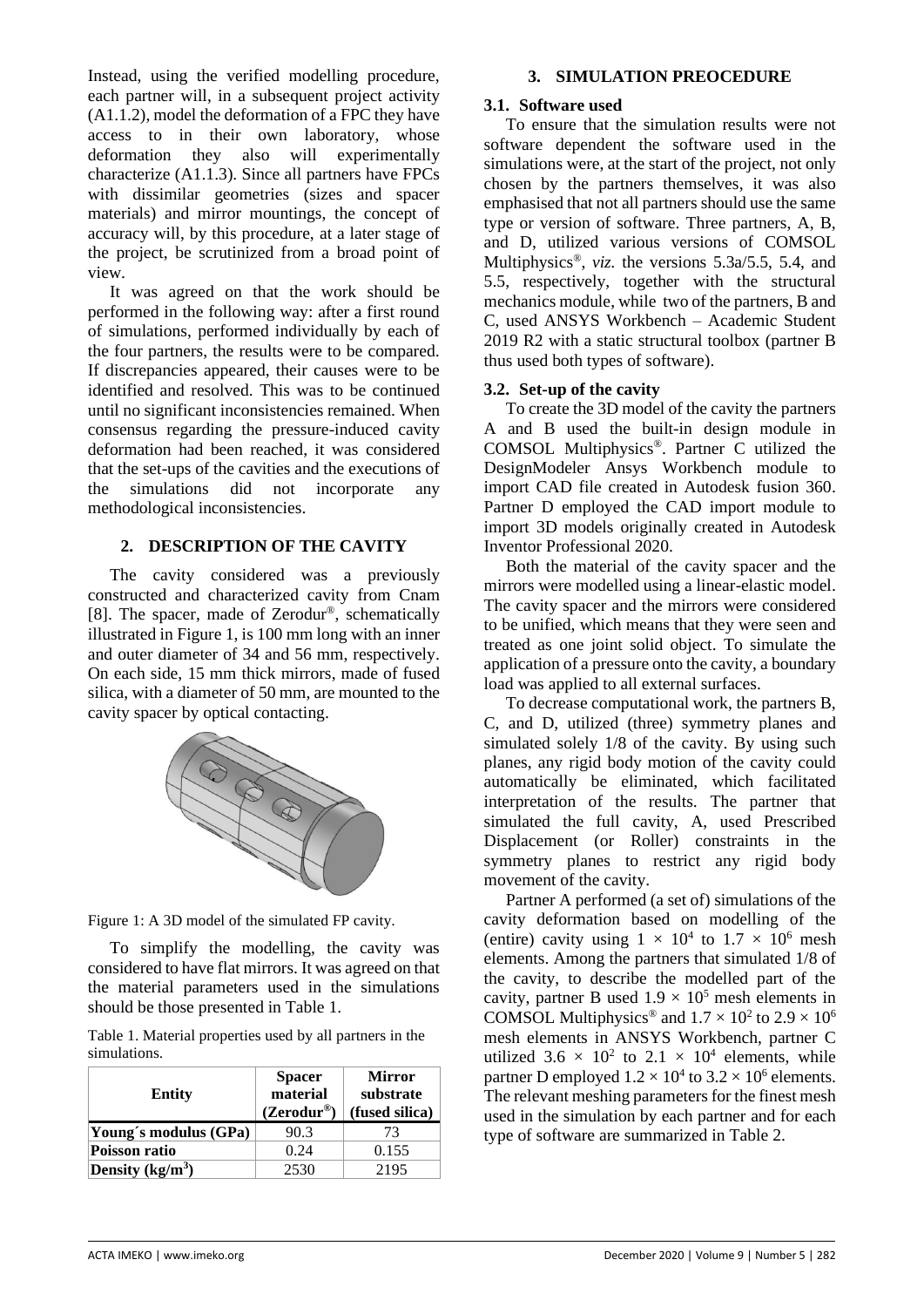Instead, using the verified modelling procedure, each partner will, in a subsequent project activity (A1.1.2), model the deformation of a FPC they have access to in their own laboratory, whose deformation they also will experimentally characterize (A1.1.3). Since all partners have FPCs with dissimilar geometries (sizes and spacer materials) and mirror mountings, the concept of accuracy will, by this procedure, at a later stage of the project, be scrutinized from a broad point of view.

It was agreed on that the work should be performed in the following way: after a first round of simulations, performed individually by each of the four partners, the results were to be compared. If discrepancies appeared, their causes were to be identified and resolved. This was to be continued until no significant inconsistencies remained. When consensus regarding the pressure-induced cavity deformation had been reached, it was considered that the set-ups of the cavities and the executions of the simulations did not incorporate any methodological inconsistencies.

## 2. DESCRIPTION OF THE CAVITY

The cavity considered was a previously constructed and characterized cavity from Cnam [8]. The spacer, made of Zerodur®, schematically illustrated in Figure 1, is 100 mm long with an inner and outer diameter of 34 and 56 mm, respectively. On each side, 15 mm thick mirrors, made of fused silica, with a diameter of 50 mm, are mounted to the cavity spacer by optical contacting.

Figure 1: A 3D model of the simulated FP cavity.

To simplify the modelling, the cavity was considered to have flat mirrors. It was agreed on that the material parameters used in the simulations should be those presented in Table 1.

Table 1. Material properties used by all partners in the simulations.

| Entity | Spacer material (Zerodur®) | Mirror substrate (fused silica) |
|---|---|---|
| **Young´s modulus (GPa)** | 90.3 | 73 |
| **Poisson ratio** | 0.24 | 0.155 |
| **Density (kg/m$^3$)** | 2530 | 2195 |

## 3. SIMULATION PREOCEDURE

### 3.1. Software used

To ensure that the simulation results were not software dependent the software used in the simulations were, at the start of the project, not only chosen by the partners themselves, it was also emphasised that not all partners should use the same type or version of software. Three partners, A, B, and D, utilized various versions of COMSOL Multiphysics®, *viz.* the versions 5.3a/5.5, 5.4, and 5.5, respectively, together with the structural mechanics module, while two of the partners, B and C, used ANSYS Workbench – Academic Student 2019 R2 with a static structural toolbox (partner B thus used both types of software).

### 3.2. Set-up of the cavity

To create the 3D model of the cavity the partners A and B used the built-in design module in COMSOL Multiphysics®. Partner C utilized the DesignModeler Ansys Workbench module to import CAD file created in Autodesk fusion 360. Partner D employed the CAD import module to import 3D models originally created in Autodesk Inventor Professional 2020.

Both the material of the cavity spacer and the mirrors were modelled using a linear-elastic model. The cavity spacer and the mirrors were considered to be unified, which means that they were seen and treated as one joint solid object. To simulate the application of a pressure onto the cavity, a boundary load was applied to all external surfaces.

To decrease computational work, the partners B, C, and D, utilized (three) symmetry planes and simulated solely 1/8 of the cavity. By using such planes, any rigid body motion of the cavity could automatically be eliminated, which facilitated interpretation of the results. The partner that simulated the full cavity, A, used Prescribed Displacement (or Roller) constraints in the symmetry planes to restrict any rigid body movement of the cavity.

Partner A performed (a set of) simulations of the cavity deformation based on modelling of the (entire) cavity using $1 \times 10^4$ to $1.7 \times 10^6$ mesh elements. Among the partners that simulated 1/8 of the cavity, to describe the modelled part of the cavity, partner B used $1.9 \times 10^5$ mesh elements in COMSOL Multiphysics® and $1.7 \times 10^2$ to $2.9 \times 10^6$ mesh elements in ANSYS Workbench, partner C utilized $3.6 \times 10^2$ to $2.1 \times 10^4$ elements, while partner D employed $1.2 \times 10^4$ to $3.2 \times 10^6$ elements. The relevant meshing parameters for the finest mesh used in the simulation by each partner and for each type of software are summarized in Table 2.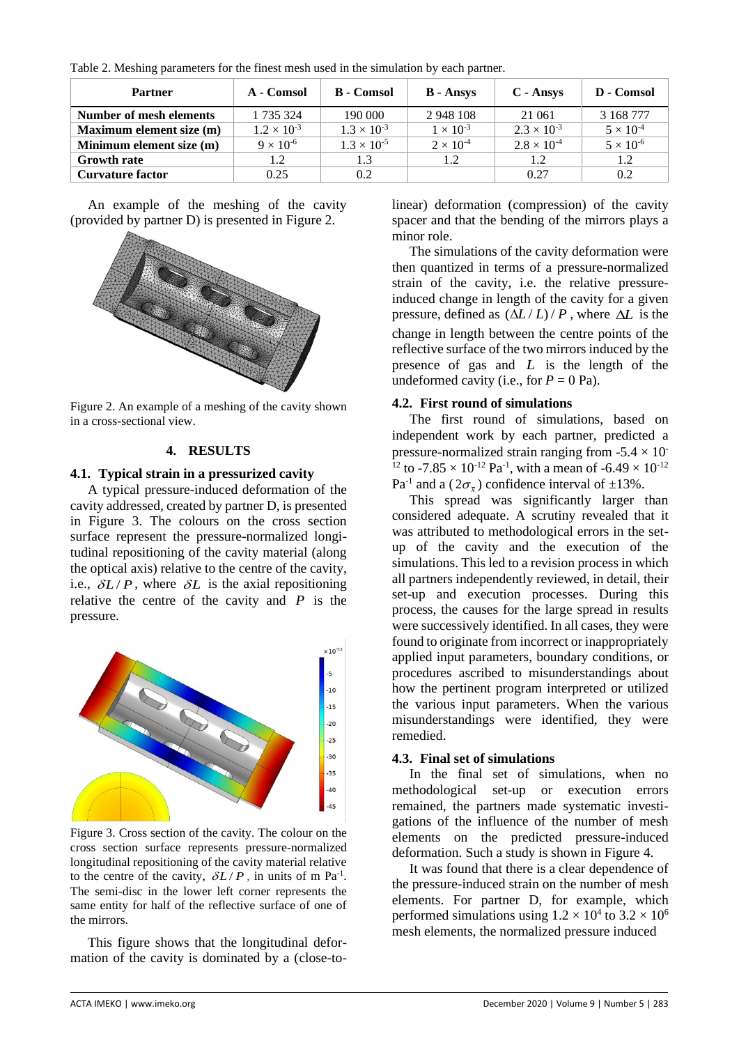Table 2. Meshing parameters for the finest mesh used in the simulation by each partner.

| Partner | A - Comsol | B - Comsol | B - Ansys | C - Ansys | D - Comsol |
|---|---|---|---|---|---|
| **Number of mesh elements** | 1 735 324 | 190 000 | 2 948 108 | 21 061 | 3 168 777 |
| **Maximum element size (m)** | $1.2 \times 10^{-3}$ | $1.3 \times 10^{-3}$ | $1 \times 10^{-3}$ | $2.3 \times 10^{-3}$ | $5 \times 10^{-4}$ |
| **Minimum element size (m)** | $9 \times 10^{-6}$ | $1.3 \times 10^{-5}$ | $2 \times 10^{-4}$ | $2.8 \times 10^{-4}$ | $5 \times 10^{-6}$ |
| **Growth rate** | 1.2 | 1.3 | 1.2 | 1.2 | 1.2 |
| **Curvature factor** | 0.25 | 0.2 | | 0.27 | 0.2 |

An example of the meshing of the cavity (provided by partner D) is presented in Figure 2.

Figure 2. An example of a meshing of the cavity shown in a cross-sectional view.

## 4. RESULTS

### 4.1. Typical strain in a pressurized cavity

A typical pressure-induced deformation of the cavity addressed, created by partner D, is presented in Figure 3. The colours on the cross section surface represent the pressure-normalized longitudinal repositioning of the cavity material (along the optical axis) relative to the centre of the cavity, i.e., $\delta L / P$, where $\delta L$ is the axial repositioning relative the centre of the cavity and $P$ is the pressure.

Figure 3. Cross section of the cavity. The colour on the cross section surface represents pressure-normalized longitudinal repositioning of the cavity material relative to the centre of the cavity, $\delta L / P$, in units of m Pa$^{-1}$. The semi-disc in the lower left corner represents the same entity for half of the reflective surface of one of the mirrors.

This figure shows that the longitudinal deformation of the cavity is dominated by a (close-to-linear) deformation (compression) of the cavity spacer and that the bending of the mirrors plays a minor role.

The simulations of the cavity deformation were then quantized in terms of a pressure-normalized strain of the cavity, i.e. the relative pressure-induced change in length of the cavity for a given pressure, defined as $(\Delta L / L) / P$, where $\Delta L$ is the change in length between the centre points of the reflective surface of the two mirrors induced by the presence of gas and $L$ is the length of the undeformed cavity (i.e., for $P = 0$ Pa).

### 4.2. First round of simulations

The first round of simulations, based on independent work by each partner, predicted a pressure-normalized strain ranging from $-5.4 \times 10^{-12}$ to $-7.85 \times 10^{-12}$ Pa$^{-1}$, with a mean of $-6.49 \times 10^{-12}$ Pa$^{-1}$ and a ($2\sigma_{\bar{x}}$) confidence interval of ±13%.

This spread was significantly larger than considered adequate. A scrutiny revealed that it was attributed to methodological errors in the set-up of the cavity and the execution of the simulations. This led to a revision process in which all partners independently reviewed, in detail, their set-up and execution processes. During this process, the causes for the large spread in results were successively identified. In all cases, they were found to originate from incorrect or inappropriately applied input parameters, boundary conditions, or procedures ascribed to misunderstandings about how the pertinent program interpreted or utilized the various input parameters. When the various misunderstandings were identified, they were remedied.

### 4.3. Final set of simulations

In the final set of simulations, when no methodological set-up or execution errors remained, the partners made systematic investigations of the influence of the number of mesh elements on the predicted pressure-induced deformation. Such a study is shown in Figure 4.

It was found that there is a clear dependence of the pressure-induced strain on the number of mesh elements. For partner D, for example, which performed simulations using $1.2 \times 10^{4}$ to $3.2 \times 10^{6}$ mesh elements, the normalized pressure induced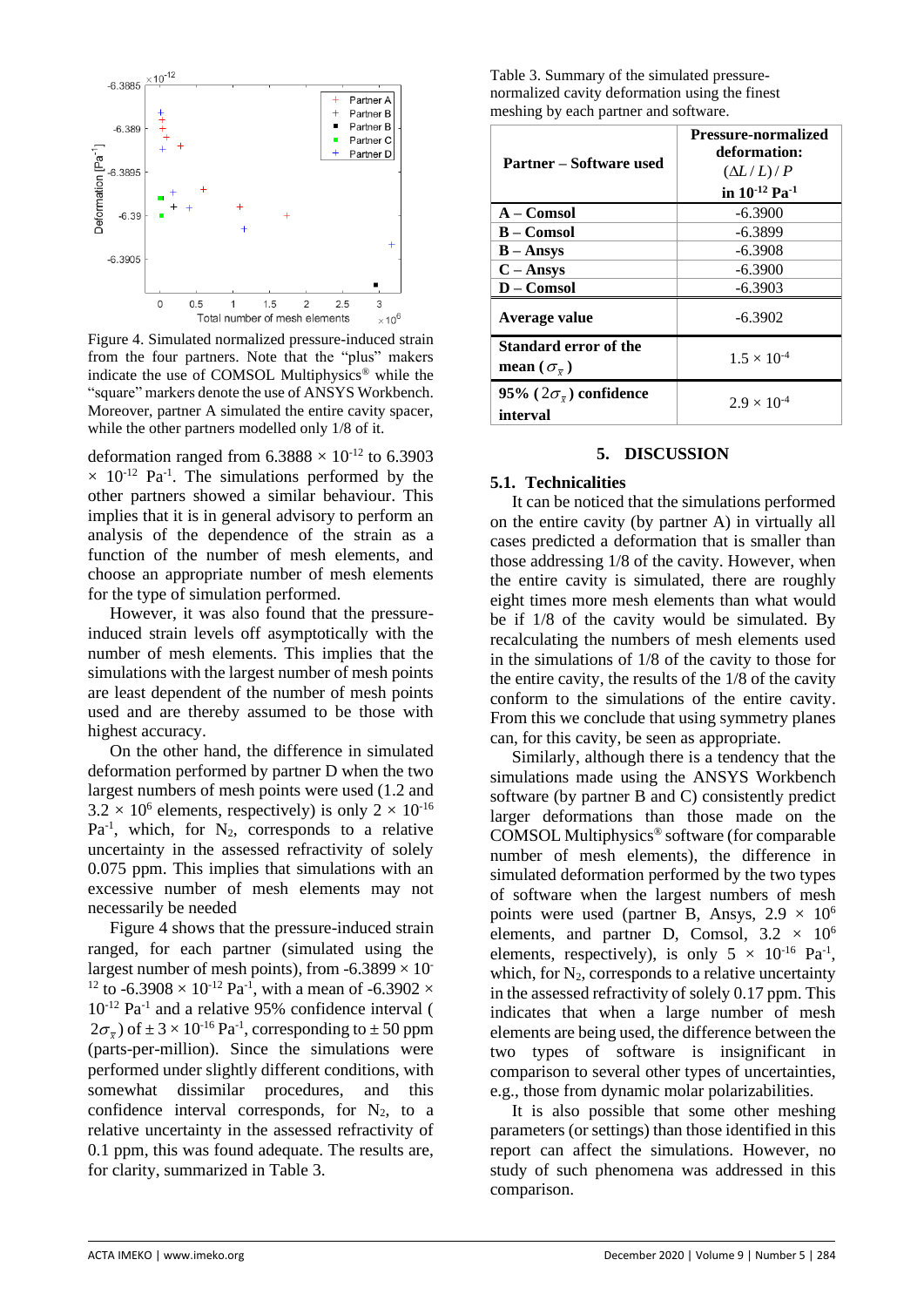Figure 4. Simulated normalized pressure-induced strain from the four partners. Note that the "plus" makers indicate the use of COMSOL Multiphysics® while the "square" markers denote the use of ANSYS Workbench. Moreover, partner A simulated the entire cavity spacer, while the other partners modelled only 1/8 of it.

deformation ranged from $6.3888 \times 10^{-12}$ to $6.3903 \times 10^{-12}$ Pa$^{-1}$. The simulations performed by the other partners showed a similar behaviour. This implies that it is in general advisory to perform an analysis of the dependence of the strain as a function of the number of mesh elements, and choose an appropriate number of mesh elements for the type of simulation performed.

However, it was also found that the pressure-induced strain levels off asymptotically with the number of mesh elements. This implies that the simulations with the largest number of mesh points are least dependent of the number of mesh points used and are thereby assumed to be those with highest accuracy.

On the other hand, the difference in simulated deformation performed by partner D when the two largest numbers of mesh points were used (1.2 and $3.2 \times 10^6$ elements, respectively) is only $2 \times 10^{-16}$ Pa$^{-1}$, which, for $N_2$, corresponds to a relative uncertainty in the assessed refractivity of solely 0.075 ppm. This implies that simulations with an excessive number of mesh elements may not necessarily be needed

Figure 4 shows that the pressure-induced strain ranged, for each partner (simulated using the largest number of mesh points), from $-6.3899 \times 10^{-12}$ to $-6.3908 \times 10^{-12}$ Pa$^{-1}$, with a mean of $-6.3902 \times 10^{-12}$ Pa$^{-1}$ and a relative 95% confidence interval ($2\sigma_{\bar{x}}$) of $\pm 3 \times 10^{-16}$ Pa$^{-1}$, corresponding to $\pm$ 50 ppm (parts-per-million). Since the simulations were performed under slightly different conditions, with somewhat dissimilar procedures, and this confidence interval corresponds, for $N_2$, to a relative uncertainty in the assessed refractivity of 0.1 ppm, this was found adequate. The results are, for clarity, summarized in Table 3.

Table 3. Summary of the simulated pressure-normalized cavity deformation using the finest meshing by each partner and software.

| **Partner – Software used** | **Pressure-normalized deformation: $(\Delta L / L) / P$ in $10^{-12}$ Pa$^{-1}$** |
|---|---|
| **A – Comsol** | -6.3900 |
| **B – Comsol** | -6.3899 |
| **B – Ansys** | -6.3908 |
| **C – Ansys** | -6.3900 |
| **D – Comsol** | -6.3903 |
| **Average value** | -6.3902 |
| **Standard error of the mean ($\sigma_{\bar{x}}$)** | $1.5 \times 10^{-4}$ |
| **95% ($2\sigma_{\bar{x}}$) confidence interval** | $2.9 \times 10^{-4}$ |

## 5. DISCUSSION

### 5.1. Technicalities

It can be noticed that the simulations performed on the entire cavity (by partner A) in virtually all cases predicted a deformation that is smaller than those addressing 1/8 of the cavity. However, when the entire cavity is simulated, there are roughly eight times more mesh elements than what would be if 1/8 of the cavity would be simulated. By recalculating the numbers of mesh elements used in the simulations of 1/8 of the cavity to those for the entire cavity, the results of the 1/8 of the cavity conform to the simulations of the entire cavity. From this we conclude that using symmetry planes can, for this cavity, be seen as appropriate.

Similarly, although there is a tendency that the simulations made using the ANSYS Workbench software (by partner B and C) consistently predict larger deformations than those made on the COMSOL Multiphysics® software (for comparable number of mesh elements), the difference in simulated deformation performed by the two types of software when the largest numbers of mesh points were used (partner B, Ansys, $2.9 \times 10^6$ elements, and partner D, Comsol, $3.2 \times 10^6$ elements, respectively), is only $5 \times 10^{-16}$ Pa$^{-1}$, which, for $N_2$, corresponds to a relative uncertainty in the assessed refractivity of solely 0.17 ppm. This indicates that when a large number of mesh elements are being used, the difference between the two types of software is insignificant in comparison to several other types of uncertainties, e.g., those from dynamic molar polarizabilities.

It is also possible that some other meshing parameters (or settings) than those identified in this report can affect the simulations. However, no study of such phenomena was addressed in this comparison.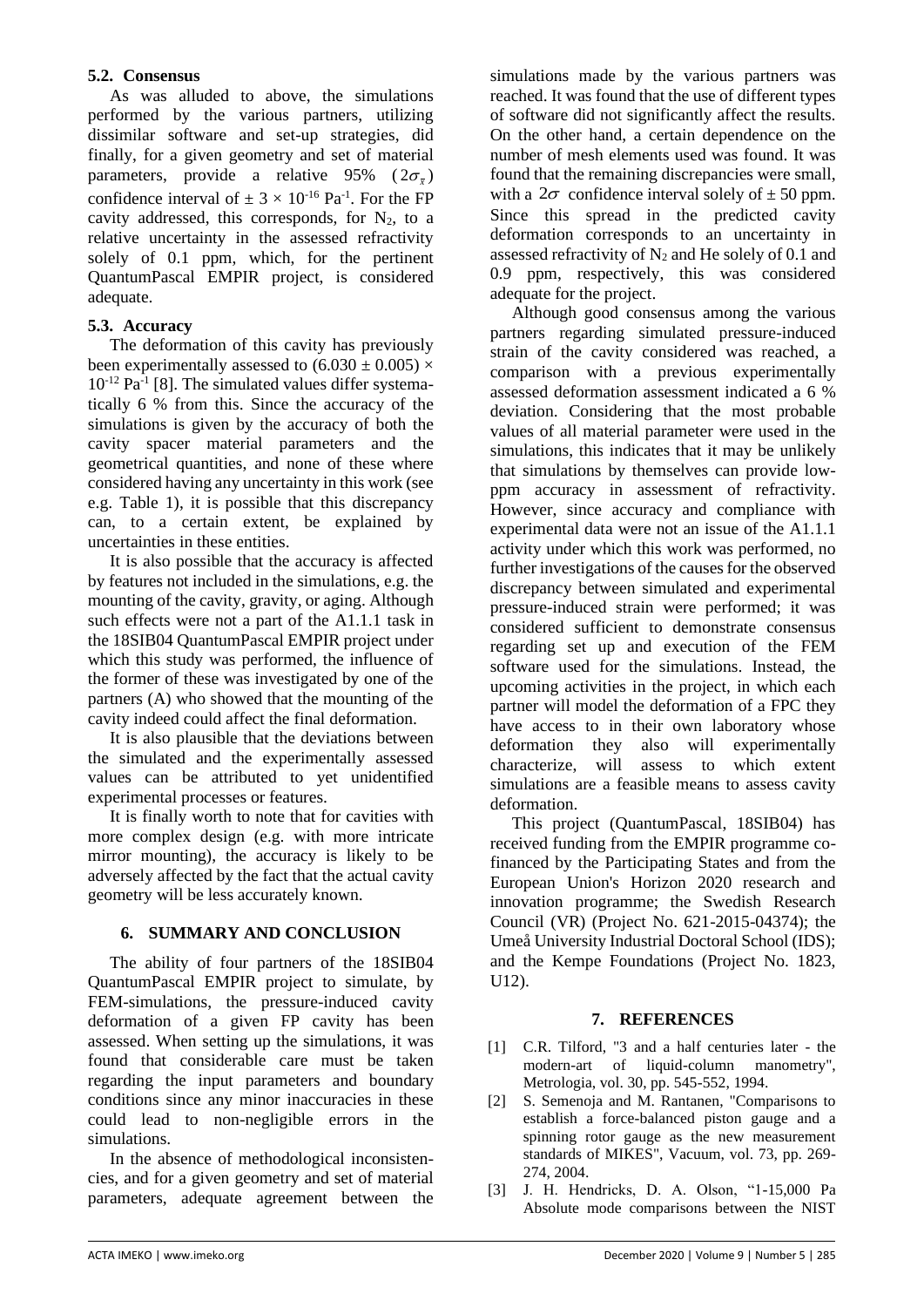### 5.2. Consensus

As was alluded to above, the simulations performed by the various partners, utilizing dissimilar software and set-up strategies, did finally, for a given geometry and set of material parameters, provide a relative 95% ($2\sigma_{\bar{x}}$) confidence interval of $\pm 3 \times 10^{-16}$ Pa$^{-1}$. For the FP cavity addressed, this corresponds, for $N_2$, to a relative uncertainty in the assessed refractivity solely of 0.1 ppm, which, for the pertinent QuantumPascal EMPIR project, is considered adequate.

### 5.3. Accuracy

The deformation of this cavity has previously been experimentally assessed to $(6.030 \pm 0.005) \times 10^{-12}$ Pa$^{-1}$ [8]. The simulated values differ systematically 6 % from this. Since the accuracy of the simulations is given by the accuracy of both the cavity spacer material parameters and the geometrical quantities, and none of these where considered having any uncertainty in this work (see e.g. Table 1), it is possible that this discrepancy can, to a certain extent, be explained by uncertainties in these entities.

It is also possible that the accuracy is affected by features not included in the simulations, e.g. the mounting of the cavity, gravity, or aging. Although such effects were not a part of the A1.1.1 task in the 18SIB04 QuantumPascal EMPIR project under which this study was performed, the influence of the former of these was investigated by one of the partners (A) who showed that the mounting of the cavity indeed could affect the final deformation.

It is also plausible that the deviations between the simulated and the experimentally assessed values can be attributed to yet unidentified experimental processes or features.

It is finally worth to note that for cavities with more complex design (e.g. with more intricate mirror mounting), the accuracy is likely to be adversely affected by the fact that the actual cavity geometry will be less accurately known.

## 6. SUMMARY AND CONCLUSION

The ability of four partners of the 18SIB04 QuantumPascal EMPIR project to simulate, by FEM-simulations, the pressure-induced cavity deformation of a given FP cavity has been assessed. When setting up the simulations, it was found that considerable care must be taken regarding the input parameters and boundary conditions since any minor inaccuracies in these could lead to non-negligible errors in the simulations.

In the absence of methodological inconsistencies, and for a given geometry and set of material parameters, adequate agreement between the simulations made by the various partners was reached. It was found that the use of different types of software did not significantly affect the results. On the other hand, a certain dependence on the number of mesh elements used was found. It was found that the remaining discrepancies were small, with a $2\sigma$ confidence interval solely of $\pm 50$ ppm. Since this spread in the predicted cavity deformation corresponds to an uncertainty in assessed refractivity of $N_2$ and He solely of 0.1 and 0.9 ppm, respectively, this was considered adequate for the project.

Although good consensus among the various partners regarding simulated pressure-induced strain of the cavity considered was reached, a comparison with a previous experimentally assessed deformation assessment indicated a 6 % deviation. Considering that the most probable values of all material parameter were used in the simulations, this indicates that it may be unlikely that simulations by themselves can provide low-ppm accuracy in assessment of refractivity. However, since accuracy and compliance with experimental data were not an issue of the A1.1.1 activity under which this work was performed, no further investigations of the causes for the observed discrepancy between simulated and experimental pressure-induced strain were performed; it was considered sufficient to demonstrate consensus regarding set up and execution of the FEM software used for the simulations. Instead, the upcoming activities in the project, in which each partner will model the deformation of a FPC they have access to in their own laboratory whose deformation they also will experimentally characterize, will assess to which extent simulations are a feasible means to assess cavity deformation.

This project (QuantumPascal, 18SIB04) has received funding from the EMPIR programme co-financed by the Participating States and from the European Union's Horizon 2020 research and innovation programme; the Swedish Research Council (VR) (Project No. 621-2015-04374); the Umeå University Industrial Doctoral School (IDS); and the Kempe Foundations (Project No. 1823, U12).

## 7. REFERENCES

[1] C.R. Tilford, "3 and a half centuries later - the modern-art of liquid-column manometry", Metrologia, vol. 30, pp. 545-552, 1994.

[2] S. Semenoja and M. Rantanen, "Comparisons to establish a force-balanced piston gauge and a spinning rotor gauge as the new measurement standards of MIKES", Vacuum, vol. 73, pp. 269-274, 2004.

[3] J. H. Hendricks, D. A. Olson, "1-15,000 Pa Absolute mode comparisons between the NIST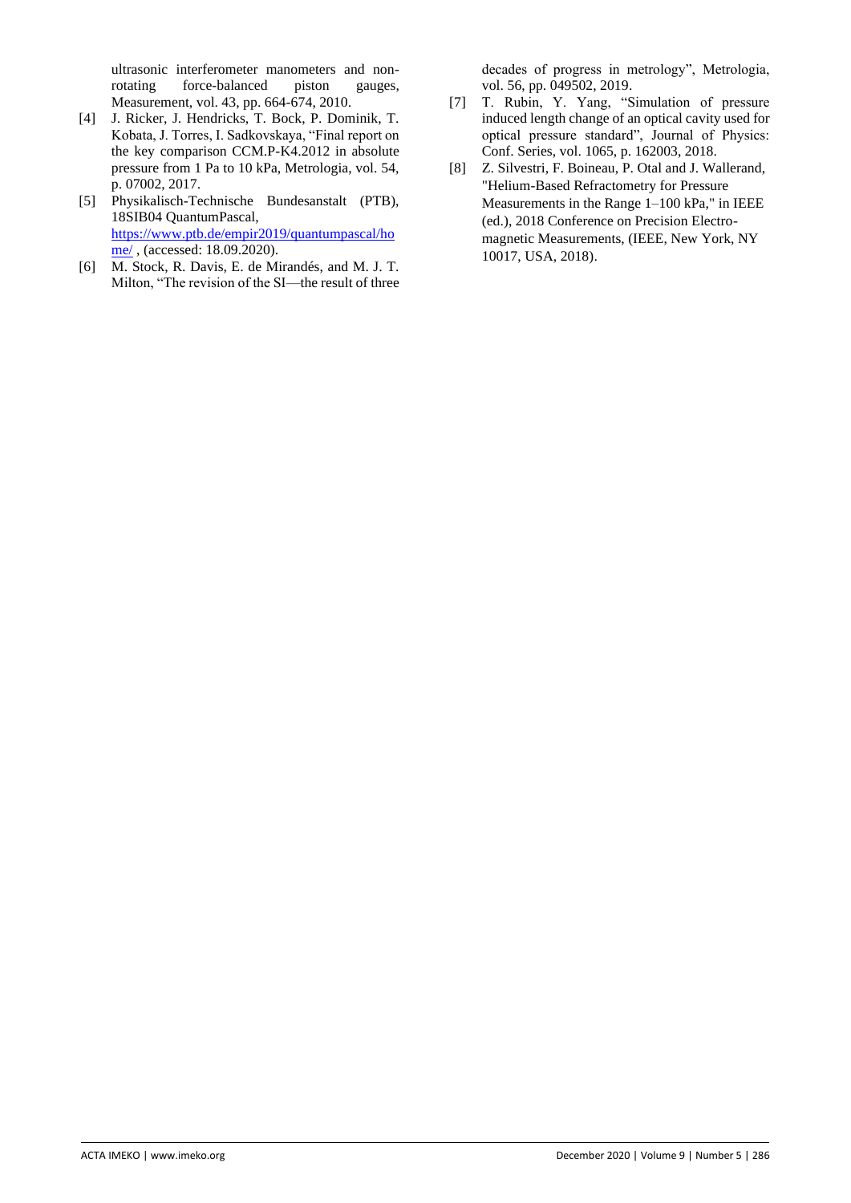ultrasonic interferometer manometers and non-rotating force-balanced piston gauges, Measurement, vol. 43, pp. 664-674, 2010.

[4] J. Ricker, J. Hendricks, T. Bock, P. Dominik, T. Kobata, J. Torres, I. Sadkovskaya, "Final report on the key comparison CCM.P-K4.2012 in absolute pressure from 1 Pa to 10 kPa, Metrologia, vol. 54, p. 07002, 2017.

[5] Physikalisch-Technische Bundesanstalt (PTB), 18SIB04 QuantumPascal, https://www.ptb.de/empir2019/quantumpascal/home/ , (accessed: 18.09.2020).

[6] M. Stock, R. Davis, E. de Mirandés, and M. J. T. Milton, "The revision of the SI—the result of three decades of progress in metrology", Metrologia, vol. 56, pp. 049502, 2019.

[7] T. Rubin, Y. Yang, "Simulation of pressure induced length change of an optical cavity used for optical pressure standard", Journal of Physics: Conf. Series, vol. 1065, p. 162003, 2018.

[8] Z. Silvestri, F. Boineau, P. Otal and J. Wallerand, "Helium-Based Refractometry for Pressure Measurements in the Range 1–100 kPa," in IEEE (ed.), 2018 Conference on Precision Electro-magnetic Measurements, (IEEE, New York, NY 10017, USA, 2018).